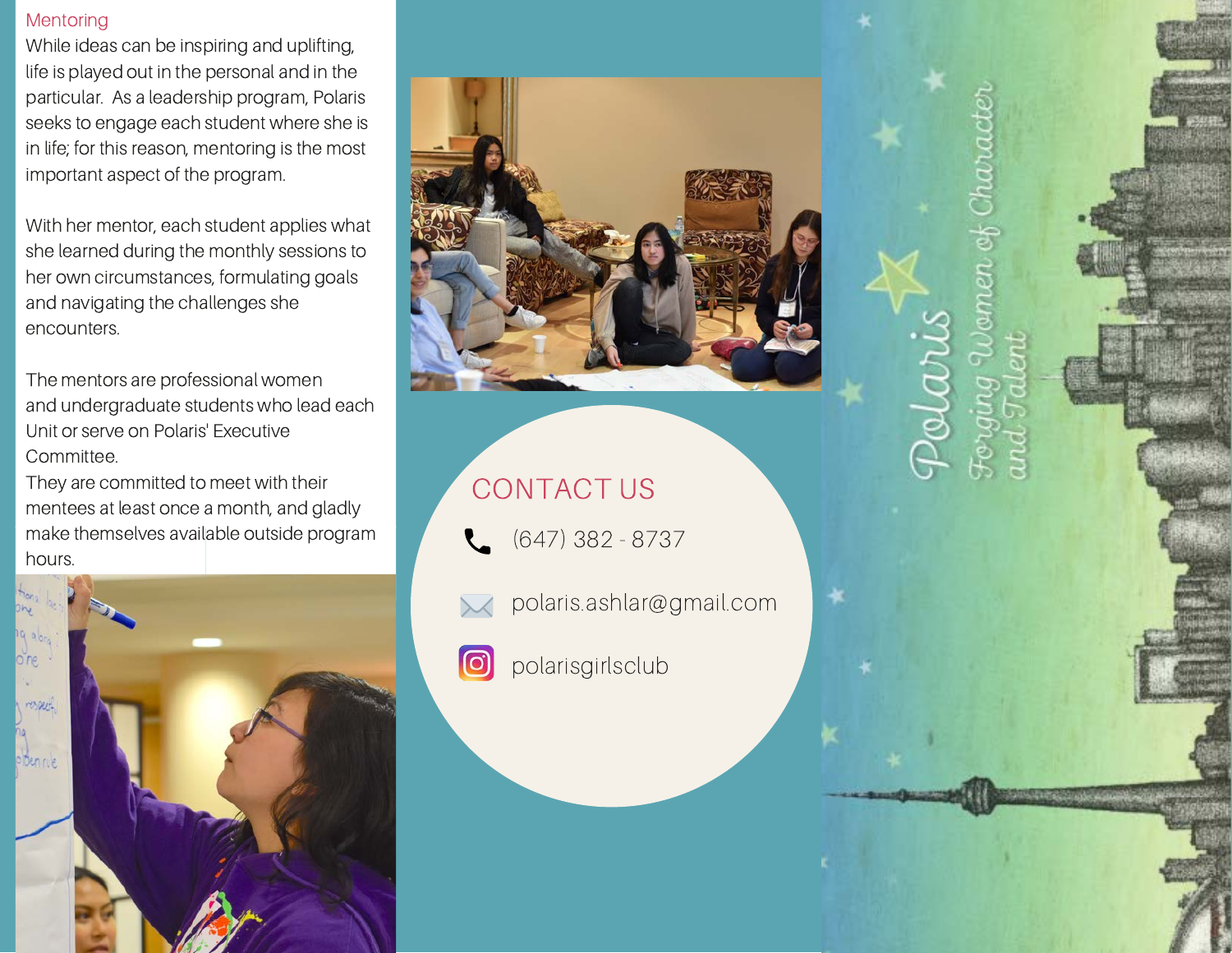## Mentoring

While ideas can be inspiring and uplifting, life is played out in the personal and in the particular. As a leadership program, Polaris seeks to engage each student where she is in life; for this reason, mentoring is the most important aspect of the program.

With her mentor, each student applies what she learned during the monthly sessions to her own circumstances, formulating goals and navigating the challenges she encounters.

The mentors are professional women and undergraduate students who lead each Unit or serve on Polaris' Executive Committee.

They are committed to meet with their mentees at least once a month, and gladly make themselves available outside program hours.

## CONTACT US

(647) 382 - 8737

polaris.ashlar@gmail.com

polarisgirlsclub

# Polaris

*Forging Women of Character and Talent*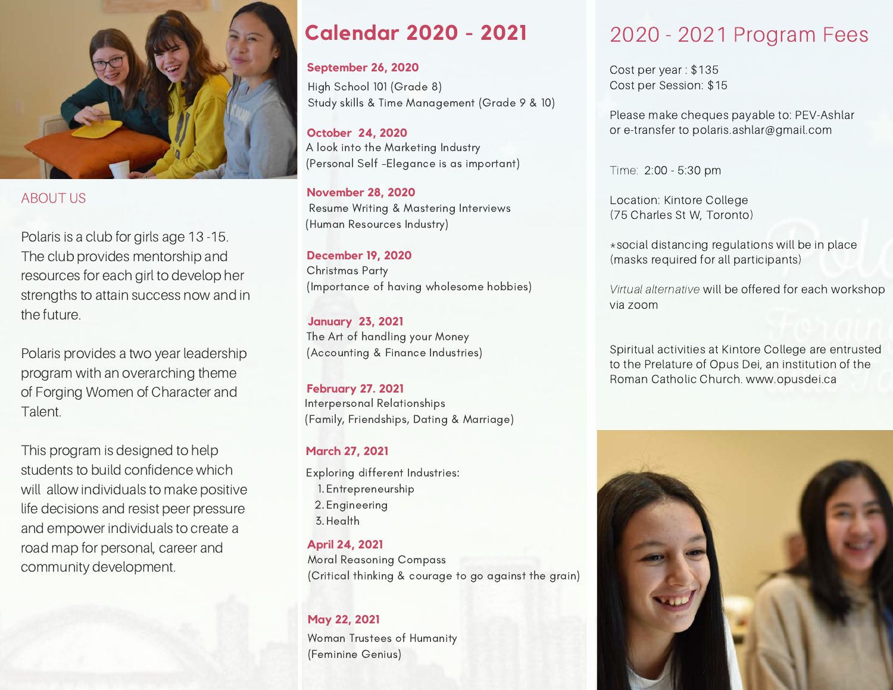## ABOUT US

Polaris is a club for girls age 13 -15. The club provides mentorship and resources for each girl to develop her strengths to attain success now and in the future.

Polaris provides a two year leadership program with an overarching theme of Forging Women of Character and Talent.

This program is designed to help students to build confidence which will allow individuals to make positive life decisions and resist peer pressure and empower individuals to create a road map for personal, career and community development.

# Calendar 2020 - 2021

**September 26, 2020**
High School 101 (Grade 8)
Study skills & Time Management (Grade 9 & 10)

**October 24, 2020**
A look into the Marketing Industry
(Personal Self -Elegance is as important)

**November 28, 2020**
Resume Writing & Mastering Interviews
(Human Resources Industry)

**December 19, 2020**
Christmas Party
(Importance of having wholesome hobbies)

**January 23, 2021**
The Art of handling your Money
(Accounting & Finance Industries)

**February 27. 2021**
Interpersonal Relationships
(Family, Friendships, Dating & Marriage)

**March 27, 2021**
Exploring different Industries:

1. Entrepreneurship
2. Engineering
3. Health

**April 24, 2021**
Moral Reasoning Compass
(Critical thinking & courage to go against the grain)

**May 22, 2021**
Woman Trustees of Humanity
(Feminine Genius)

# 2020 - 2021 Program Fees

Cost per year : $135
Cost per Session: $15

Please make cheques payable to: PEV-Ashlar
or e-transfer to polaris.ashlar@gmail.com

Time: 2:00 - 5:30 pm

Location: Kintore College
(75 Charles St W, Toronto)

*social distancing regulations will be in place
(masks required for all participants)

*Virtual alternative* will be offered for each workshop via zoom

Spiritual activities at Kintore College are entrusted to the Prelature of Opus Dei, an institution of the Roman Catholic Church. www.opusdei.ca